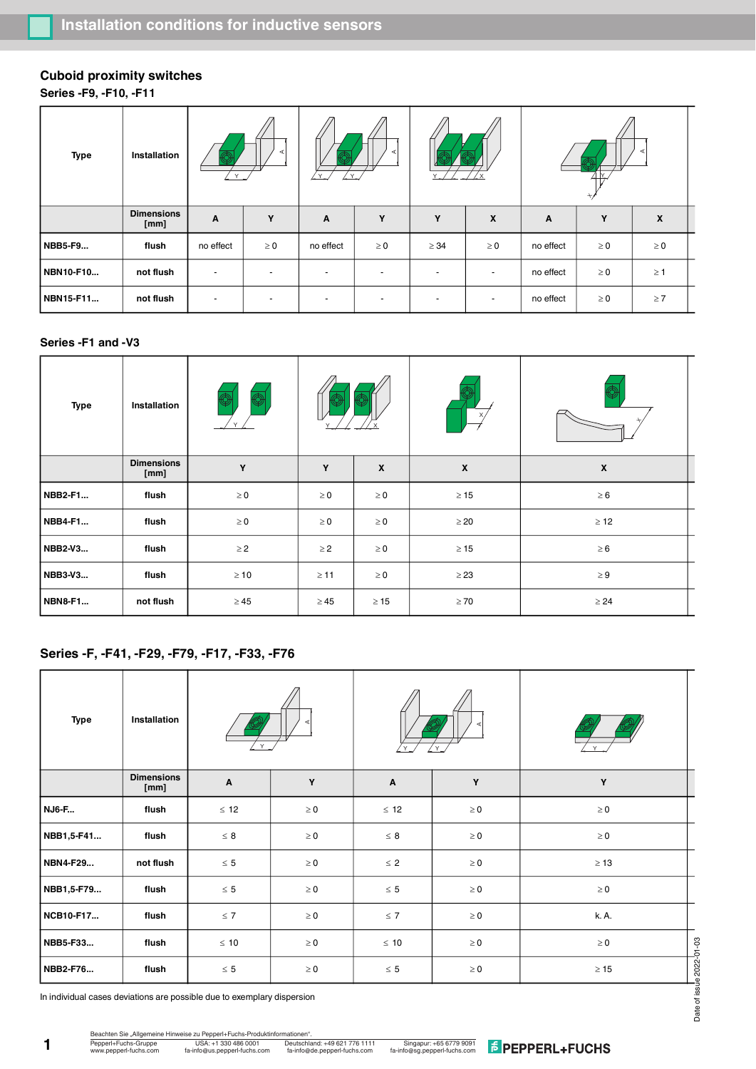## Installation conditions for inductive sensors

### Cuboid proximity switches

**Series -F9, -F10, -F11**

| Type | Installation | A | Y | A | Y | Y | X | A | Y | X |
|---|---|---|---|---|---|---|---|---|---|---|
| | Dimensions [mm] | A | Y | A | Y | Y | X | A | Y | X |
| NBB5-F9... | flush | no effect | ≥ 0 | no effect | ≥ 0 | ≥ 34 | ≥ 0 | no effect | ≥ 0 | ≥ 0 |
| NBN10-F10... | not flush | - | - | - | - | - | - | no effect | ≥ 0 | ≥ 1 |
| NBN15-F11... | not flush | - | - | - | - | - | - | no effect | ≥ 0 | ≥ 7 |

**Series -F1 and -V3**

| Type | Installation | Y | Y | X | X | X |
|---|---|---|---|---|---|---|
| | Dimensions [mm] | Y | Y | X | X | X |
| NBB2-F1... | flush | ≥ 0 | ≥ 0 | ≥ 0 | ≥ 15 | ≥ 6 |
| NBB4-F1... | flush | ≥ 0 | ≥ 0 | ≥ 0 | ≥ 20 | ≥ 12 |
| NBB2-V3... | flush | ≥ 2 | ≥ 2 | ≥ 0 | ≥ 15 | ≥ 6 |
| NBB3-V3... | flush | ≥ 10 | ≥ 11 | ≥ 0 | ≥ 23 | ≥ 9 |
| NBN8-F1... | not flush | ≥ 45 | ≥ 45 | ≥ 15 | ≥ 70 | ≥ 24 |

**Series -F, -F41, -F29, -F79, -F17, -F33, -F76**

| Type | Installation | A | Y | A | Y | Y |
|---|---|---|---|---|---|---|
| | Dimensions [mm] | A | Y | A | Y | Y |
| NJ6-F... | flush | ≤ 12 | ≥ 0 | ≤ 12 | ≥ 0 | ≥ 0 |
| NBB1,5-F41... | flush | ≤ 8 | ≥ 0 | ≤ 8 | ≥ 0 | ≥ 0 |
| NBN4-F29... | not flush | ≤ 5 | ≥ 0 | ≤ 2 | ≥ 0 | ≥ 13 |
| NBB1,5-F79... | flush | ≤ 5 | ≥ 0 | ≤ 5 | ≥ 0 | ≥ 0 |
| NCB10-F17... | flush | ≤ 7 | ≥ 0 | ≤ 7 | ≥ 0 | k. A. |
| NBB5-F33... | flush | ≤ 10 | ≥ 0 | ≤ 10 | ≥ 0 | ≥ 0 |
| NBB2-F76... | flush | ≤ 5 | ≥ 0 | ≤ 5 | ≥ 0 | ≥ 15 |

In individual cases deviations are possible due to exemplary dispersion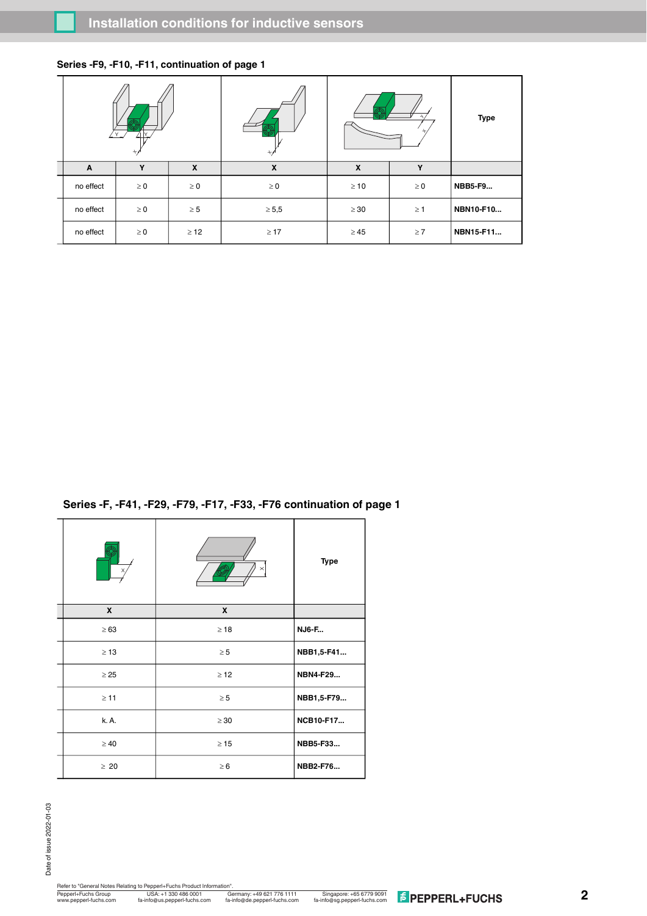## Series -F9, -F10, -F11, continuation of page 1

| A | Y | X | X | X | Y | Type |
|---|---|---|---|---|---|---|
| no effect | ≥ 0 | ≥ 0 | ≥ 0 | ≥ 10 | ≥ 0 | **NBB5-F9...** |
| no effect | ≥ 0 | ≥ 5 | ≥ 5,5 | ≥ 30 | ≥ 1 | **NBN10-F10...** |
| no effect | ≥ 0 | ≥ 12 | ≥ 17 | ≥ 45 | ≥ 7 | **NBN15-F11...** |

## Series -F, -F41, -F29, -F79, -F17, -F33, -F76 continuation of page 1

| X | X | Type |
|---|---|---|
| ≥ 63 | ≥ 18 | **NJ6-F...** |
| ≥ 13 | ≥ 5 | **NBB1,5-F41...** |
| ≥ 25 | ≥ 12 | **NBN4-F29...** |
| ≥ 11 | ≥ 5 | **NBB1,5-F79...** |
| k. A. | ≥ 30 | **NCB10-F17...** |
| ≥ 40 | ≥ 15 | **NBB5-F33...** |
| ≥ 20 | ≥ 6 | **NBB2-F76...** |

Date of issue 2022-01-03

Refer to "General Notes Relating to Pepperl+Fuchs Product Information".

Pepperl+Fuchs Group
www.pepperl-fuchs.com

USA: +1 330 486 0001
fa-info@us.pepperl-fuchs.com

Germany: +49 621 776 1111
fa-info@de.pepperl-fuchs.com

Singapore: +65 6779 9091
fa-info@sg.pepperl-fuchs.com

PEPPERL+FUCHS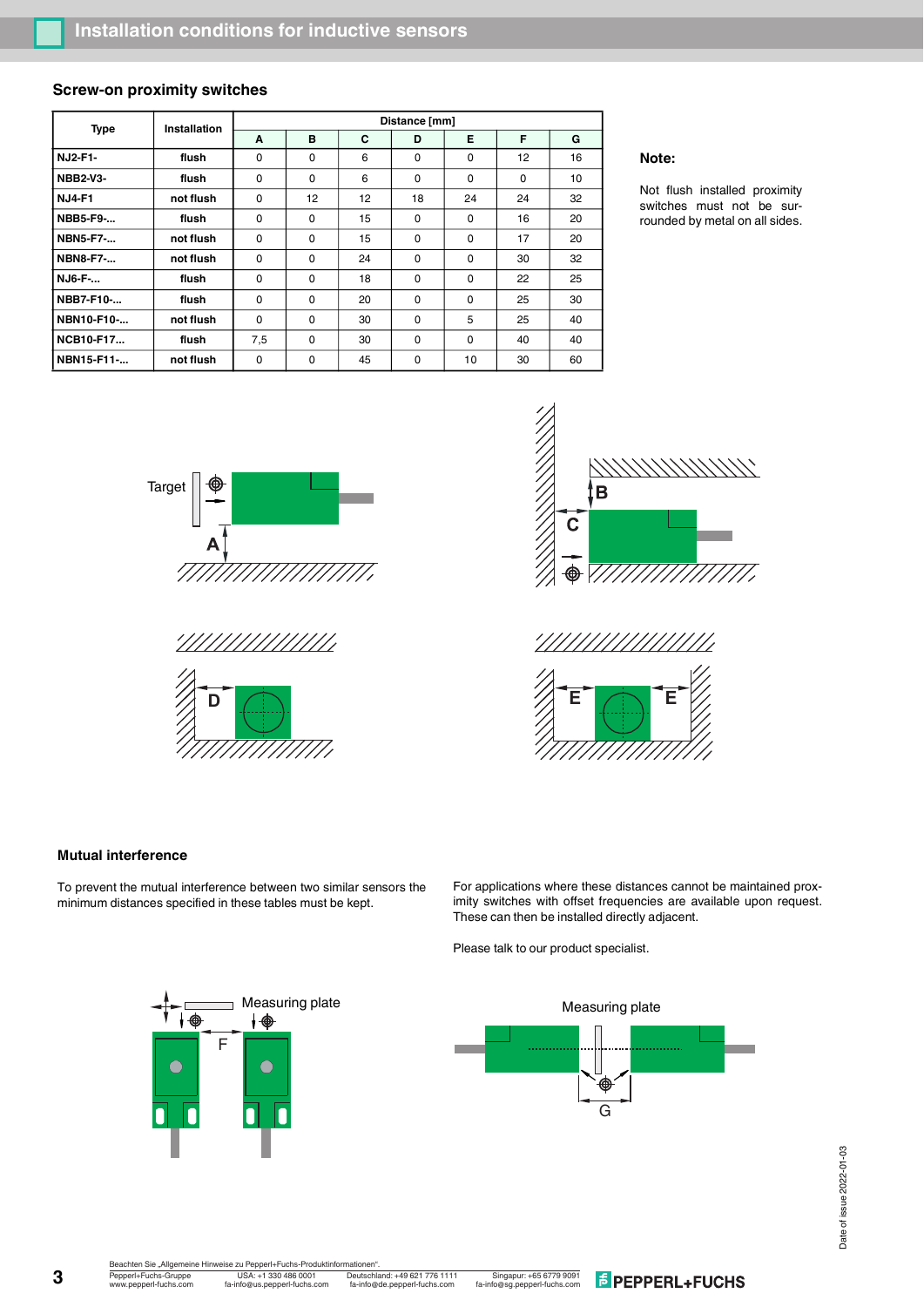# Installation conditions for inductive sensors

## Screw-on proximity switches

| Type | Installation | Distance [mm] | | | | | | |
|---|---|---|---|---|---|---|---|---|
| | | A | B | C | D | E | F | G |
| NJ2-F1- | flush | 0 | 0 | 6 | 0 | 0 | 12 | 16 |
| NBB2-V3- | flush | 0 | 0 | 6 | 0 | 0 | 0 | 10 |
| NJ4-F1 | not flush | 0 | 12 | 12 | 18 | 24 | 24 | 32 |
| NBB5-F9-... | flush | 0 | 0 | 15 | 0 | 0 | 16 | 20 |
| NBN5-F7-... | not flush | 0 | 0 | 15 | 0 | 0 | 17 | 20 |
| NBN8-F7-... | not flush | 0 | 0 | 24 | 0 | 0 | 30 | 32 |
| NJ6-F-... | flush | 0 | 0 | 18 | 0 | 0 | 22 | 25 |
| NBB7-F10-... | flush | 0 | 0 | 20 | 0 | 0 | 25 | 30 |
| NBN10-F10-... | not flush | 0 | 0 | 30 | 0 | 5 | 25 | 40 |
| NCB10-F17... | flush | 7,5 | 0 | 30 | 0 | 0 | 40 | 40 |
| NBN15-F11-... | not flush | 0 | 0 | 45 | 0 | 10 | 30 | 60 |

**Note:**

Not flush installed proximity switches must not be surrounded by metal on all sides.

Target

A

B

C

D

E E

## Mutual interference

To prevent the mutual interference between two similar sensors the minimum distances specified in these tables must be kept.

For applications where these distances cannot be maintained proximity switches with offset frequencies are available upon request. These can then be installed directly adjacent.

Please talk to our product specialist.

Measuring plate

F

Measuring plate

G

Date of issue 2022-01-03